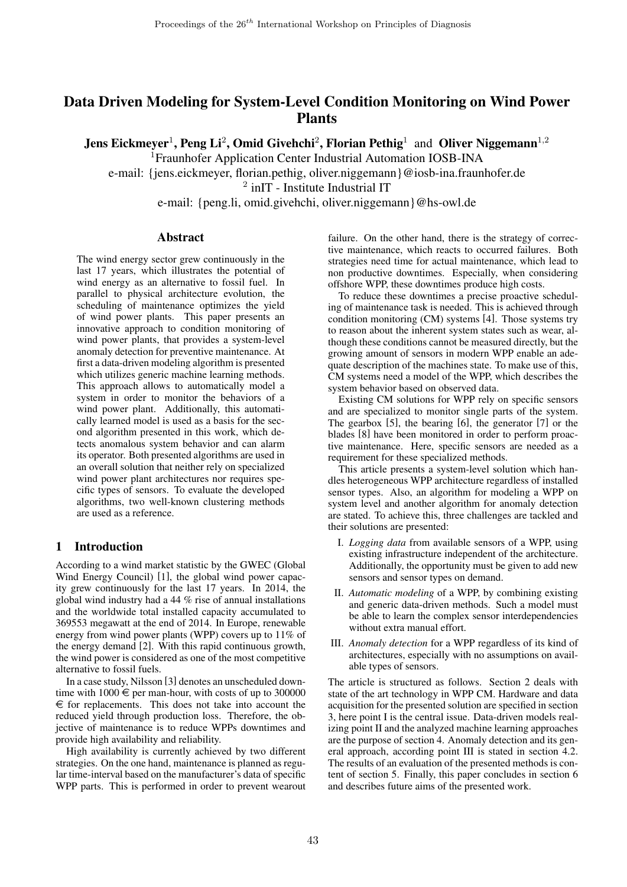# Data Driven Modeling for System-Level Condition Monitoring on Wind Power Plants

**Jens Eickmeyer**[1], **Peng Li**[2], **Omid Givehchi**[2], **Florian Pethig**[1] and **Oliver Niggemann**[1,2]

[1]Fraunhofer Application Center Industrial Automation IOSB-INA
e-mail: {jens.eickmeyer, florian.pethig, oliver.niggemann}@iosb-ina.fraunhofer.de
[2] inIT - Institute Industrial IT
e-mail: {peng.li, omid.givehchi, oliver.niggemann}@hs-owl.de

## Abstract

The wind energy sector grew continuously in the last 17 years, which illustrates the potential of wind energy as an alternative to fossil fuel. In parallel to physical architecture evolution, the scheduling of maintenance optimizes the yield of wind power plants. This paper presents an innovative approach to condition monitoring of wind power plants, that provides a system-level anomaly detection for preventive maintenance. At first a data-driven modeling algorithm is presented which utilizes generic machine learning methods. This approach allows to automatically model a system in order to monitor the behaviors of a wind power plant. Additionally, this automatically learned model is used as a basis for the second algorithm presented in this work, which detects anomalous system behavior and can alarm its operator. Both presented algorithms are used in an overall solution that neither rely on specialized wind power plant architectures nor requires specific types of sensors. To evaluate the developed algorithms, two well-known clustering methods are used as a reference.

## 1 Introduction

According to a wind market statistic by the GWEC (Global Wind Energy Council) [1], the global wind power capacity grew continuously for the last 17 years. In 2014, the global wind industry had a 44 % rise of annual installations and the worldwide total installed capacity accumulated to 369553 megawatt at the end of 2014. In Europe, renewable energy from wind power plants (WPP) covers up to 11% of the energy demand [2]. With this rapid continuous growth, the wind power is considered as one of the most competitive alternative to fossil fuels.

In a case study, Nilsson [3] denotes an unscheduled downtime with 1000 € per man-hour, with costs of up to 300000 € for replacements. This does not take into account the reduced yield through production loss. Therefore, the objective of maintenance is to reduce WPPs downtimes and provide high availability and reliability.

High availability is currently achieved by two different strategies. On the one hand, maintenance is planned as regular time-interval based on the manufacturer's data of specific WPP parts. This is performed in order to prevent wearout failure. On the other hand, there is the strategy of corrective maintenance, which reacts to occurred failures. Both strategies need time for actual maintenance, which lead to non productive downtimes. Especially, when considering offshore WPP, these downtimes produce high costs.

To reduce these downtimes a precise proactive scheduling of maintenance task is needed. This is achieved through condition monitoring (CM) systems [4]. Those systems try to reason about the inherent system states such as wear, although these conditions cannot be measured directly, but the growing amount of sensors in modern WPP enable an adequate description of the machines state. To make use of this, CM systems need a model of the WPP, which describes the system behavior based on observed data.

Existing CM solutions for WPP rely on specific sensors and are specialized to monitor single parts of the system. The gearbox [5], the bearing [6], the generator [7] or the blades [8] have been monitored in order to perform proactive maintenance. Here, specific sensors are needed as a requirement for these specialized methods.

This article presents a system-level solution which handles heterogeneous WPP architecture regardless of installed sensor types. Also, an algorithm for modeling a WPP on system level and another algorithm for anomaly detection are stated. To achieve this, three challenges are tackled and their solutions are presented:

I. *Logging data* from available sensors of a WPP, using existing infrastructure independent of the architecture. Additionally, the opportunity must be given to add new sensors and sensor types on demand.

II. *Automatic modeling* of a WPP, by combining existing and generic data-driven methods. Such a model must be able to learn the complex sensor interdependencies without extra manual effort.

III. *Anomaly detection* for a WPP regardless of its kind of architectures, especially with no assumptions on available types of sensors.

The article is structured as follows. Section 2 deals with state of the art technology in WPP CM. Hardware and data acquisition for the presented solution are specified in section 3, here point I is the central issue. Data-driven models realizing point II and the analyzed machine learning approaches are the purpose of section 4. Anomaly detection and its general approach, according point III is stated in section 4.2. The results of an evaluation of the presented methods is content of section 5. Finally, this paper concludes in section 6 and describes future aims of the presented work.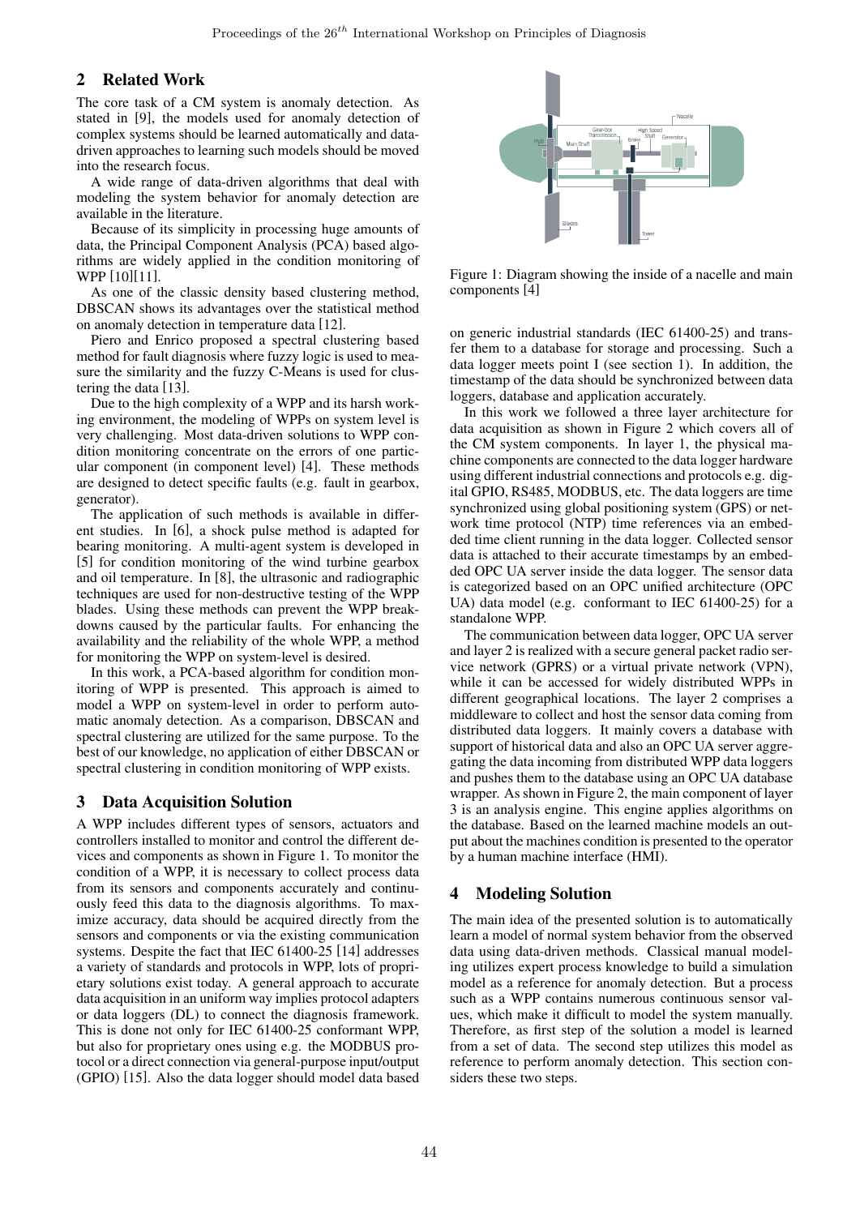## 2 Related Work

The core task of a CM system is anomaly detection. As stated in [9], the models used for anomaly detection of complex systems should be learned automatically and data-driven approaches to learning such models should be moved into the research focus.

A wide range of data-driven algorithms that deal with modeling the system behavior for anomaly detection are available in the literature.

Because of its simplicity in processing huge amounts of data, the Principal Component Analysis (PCA) based algorithms are widely applied in the condition monitoring of WPP [10][11].

As one of the classic density based clustering method, DBSCAN shows its advantages over the statistical method on anomaly detection in temperature data [12].

Piero and Enrico proposed a spectral clustering based method for fault diagnosis where fuzzy logic is used to measure the similarity and the fuzzy C-Means is used for clustering the data [13].

Due to the high complexity of a WPP and its harsh working environment, the modeling of WPPs on system level is very challenging. Most data-driven solutions to WPP condition monitoring concentrate on the errors of one particular component (in component level) [4]. These methods are designed to detect specific faults (e.g. fault in gearbox, generator).

The application of such methods is available in different studies. In [6], a shock pulse method is adapted for bearing monitoring. A multi-agent system is developed in [5] for condition monitoring of the wind turbine gearbox and oil temperature. In [8], the ultrasonic and radiographic techniques are used for non-destructive testing of the WPP blades. Using these methods can prevent the WPP breakdowns caused by the particular faults. For enhancing the availability and the reliability of the whole WPP, a method for monitoring the WPP on system-level is desired.

In this work, a PCA-based algorithm for condition monitoring of WPP is presented. This approach is aimed to model a WPP on system-level in order to perform automatic anomaly detection. As a comparison, DBSCAN and spectral clustering are utilized for the same purpose. To the best of our knowledge, no application of either DBSCAN or spectral clustering in condition monitoring of WPP exists.

## 3 Data Acquisition Solution

A WPP includes different types of sensors, actuators and controllers installed to monitor and control the different devices and components as shown in Figure 1. To monitor the condition of a WPP, it is necessary to collect process data from its sensors and components accurately and continuously feed this data to the diagnosis algorithms. To maximize accuracy, data should be acquired directly from the sensors and components or via the existing communication systems. Despite the fact that IEC 61400-25 [14] addresses a variety of standards and protocols in WPP, lots of proprietary solutions exist today. A general approach to accurate data acquisition in an uniform way implies protocol adapters or data loggers (DL) to connect the diagnosis framework. This is done not only for IEC 61400-25 conformant WPP, but also for proprietary ones using e.g. the MODBUS protocol or a direct connection via general-purpose input/output (GPIO) [15]. Also the data logger should model data based

Figure 1: Diagram showing the inside of a nacelle and main components [4]

on generic industrial standards (IEC 61400-25) and transfer them to a database for storage and processing. Such a data logger meets point I (see section 1). In addition, the timestamp of the data should be synchronized between data loggers, database and application accurately.

In this work we followed a three layer architecture for data acquisition as shown in Figure 2 which covers all of the CM system components. In layer 1, the physical machine components are connected to the data logger hardware using different industrial connections and protocols e.g. digital GPIO, RS485, MODBUS, etc. The data loggers are time synchronized using global positioning system (GPS) or network time protocol (NTP) time references via an embedded time client running in the data logger. Collected sensor data is attached to their accurate timestamps by an embedded OPC UA server inside the data logger. The sensor data is categorized based on an OPC unified architecture (OPC UA) data model (e.g. conformant to IEC 61400-25) for a standalone WPP.

The communication between data logger, OPC UA server and layer 2 is realized with a secure general packet radio service network (GPRS) or a virtual private network (VPN), while it can be accessed for widely distributed WPPs in different geographical locations. The layer 2 comprises a middleware to collect and host the sensor data coming from distributed data loggers. It mainly covers a database with support of historical data and also an OPC UA server aggregating the data incoming from distributed WPP data loggers and pushes them to the database using an OPC UA database wrapper. As shown in Figure 2, the main component of layer 3 is an analysis engine. This engine applies algorithms on the database. Based on the learned machine models an output about the machines condition is presented to the operator by a human machine interface (HMI).

## 4 Modeling Solution

The main idea of the presented solution is to automatically learn a model of normal system behavior from the observed data using data-driven methods. Classical manual modeling utilizes expert process knowledge to build a simulation model as a reference for anomaly detection. But a process such as a WPP contains numerous continuous sensor values, which make it difficult to model the system manually. Therefore, as first step of the solution a model is learned from a set of data. The second step utilizes this model as reference to perform anomaly detection. This section considers these two steps.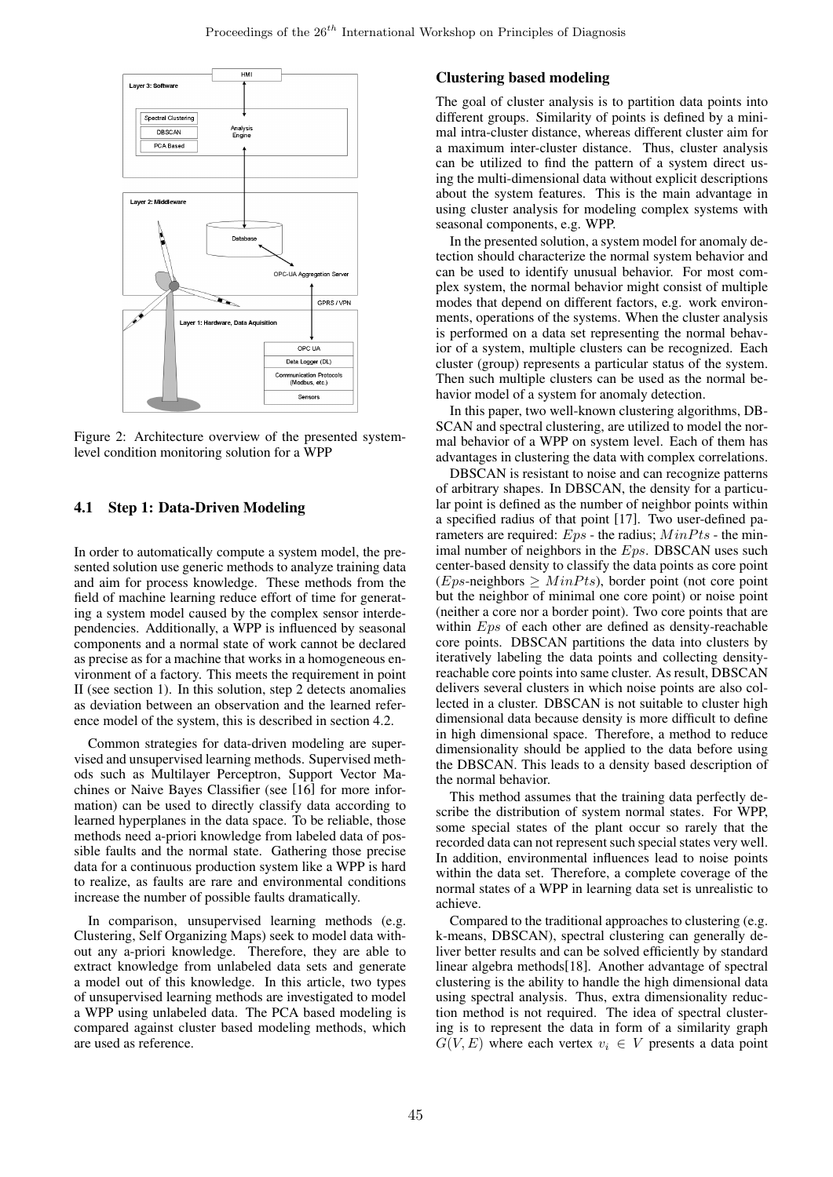Figure 2: Architecture overview of the presented system-level condition monitoring solution for a WPP

### 4.1 Step 1: Data-Driven Modeling

In order to automatically compute a system model, the presented solution use generic methods to analyze training data and aim for process knowledge. These methods from the field of machine learning reduce effort of time for generating a system model caused by the complex sensor interdependencies. Additionally, a WPP is influenced by seasonal components and a normal state of work cannot be declared as precise as for a machine that works in a homogeneous environment of a factory. This meets the requirement in point II (see section 1). In this solution, step 2 detects anomalies as deviation between an observation and the learned reference model of the system, this is described in section 4.2.

Common strategies for data-driven modeling are supervised and unsupervised learning methods. Supervised methods such as Multilayer Perceptron, Support Vector Machines or Naive Bayes Classifier (see [16] for more information) can be used to directly classify data according to learned hyperplanes in the data space. To be reliable, those methods need a-priori knowledge from labeled data of possible faults and the normal state. Gathering those precise data for a continuous production system like a WPP is hard to realize, as faults are rare and environmental conditions increase the number of possible faults dramatically.

In comparison, unsupervised learning methods (e.g. Clustering, Self Organizing Maps) seek to model data without any a-priori knowledge. Therefore, they are able to extract knowledge from unlabeled data sets and generate a model out of this knowledge. In this article, two types of unsupervised learning methods are investigated to model a WPP using unlabeled data. The PCA based modeling is compared against cluster based modeling methods, which are used as reference.

#### Clustering based modeling

The goal of cluster analysis is to partition data points into different groups. Similarity of points is defined by a minimal intra-cluster distance, whereas different cluster aim for a maximum inter-cluster distance. Thus, cluster analysis can be utilized to find the pattern of a system direct using the multi-dimensional data without explicit descriptions about the system features. This is the main advantage in using cluster analysis for modeling complex systems with seasonal components, e.g. WPP.

In the presented solution, a system model for anomaly detection should characterize the normal system behavior and can be used to identify unusual behavior. For most complex system, the normal behavior might consist of multiple modes that depend on different factors, e.g. work environments, operations of the systems. When the cluster analysis is performed on a data set representing the normal behavior of a system, multiple clusters can be recognized. Each cluster (group) represents a particular status of the system. Then such multiple clusters can be used as the normal behavior model of a system for anomaly detection.

In this paper, two well-known clustering algorithms, DBSCAN and spectral clustering, are utilized to model the normal behavior of a WPP on system level. Each of them has advantages in clustering the data with complex correlations.

DBSCAN is resistant to noise and can recognize patterns of arbitrary shapes. In DBSCAN, the density for a particular point is defined as the number of neighbor points within a specified radius of that point [17]. Two user-defined parameters are required: $Eps$ - the radius; $MinPts$ - the minimal number of neighbors in the $Eps$. DBSCAN uses such center-based density to classify the data points as core point ($Eps$-neighbors $\geq MinPts$), border point (not core point but the neighbor of minimal one core point) or noise point (neither a core nor a border point). Two core points that are within $Eps$ of each other are defined as density-reachable core points. DBSCAN partitions the data into clusters by iteratively labeling the data points and collecting density-reachable core points into same cluster. As result, DBSCAN delivers several clusters in which noise points are also collected in a cluster. DBSCAN is not suitable to cluster high dimensional data because density is more difficult to define in high dimensional space. Therefore, a method to reduce dimensionality should be applied to the data before using the DBSCAN. This leads to a density based description of the normal behavior.

This method assumes that the training data perfectly describe the distribution of system normal states. For WPP, some special states of the plant occur so rarely that the recorded data can not represent such special states very well. In addition, environmental influences lead to noise points within the data set. Therefore, a complete coverage of the normal states of a WPP in learning data set is unrealistic to achieve.

Compared to the traditional approaches to clustering (e.g. k-means, DBSCAN), spectral clustering can generally deliver better results and can be solved efficiently by standard linear algebra methods[18]. Another advantage of spectral clustering is the ability to handle the high dimensional data using spectral analysis. Thus, extra dimensionality reduction method is not required. The idea of spectral clustering is to represent the data in form of a similarity graph $G(V, E)$ where each vertex $v_i \in V$ presents a data point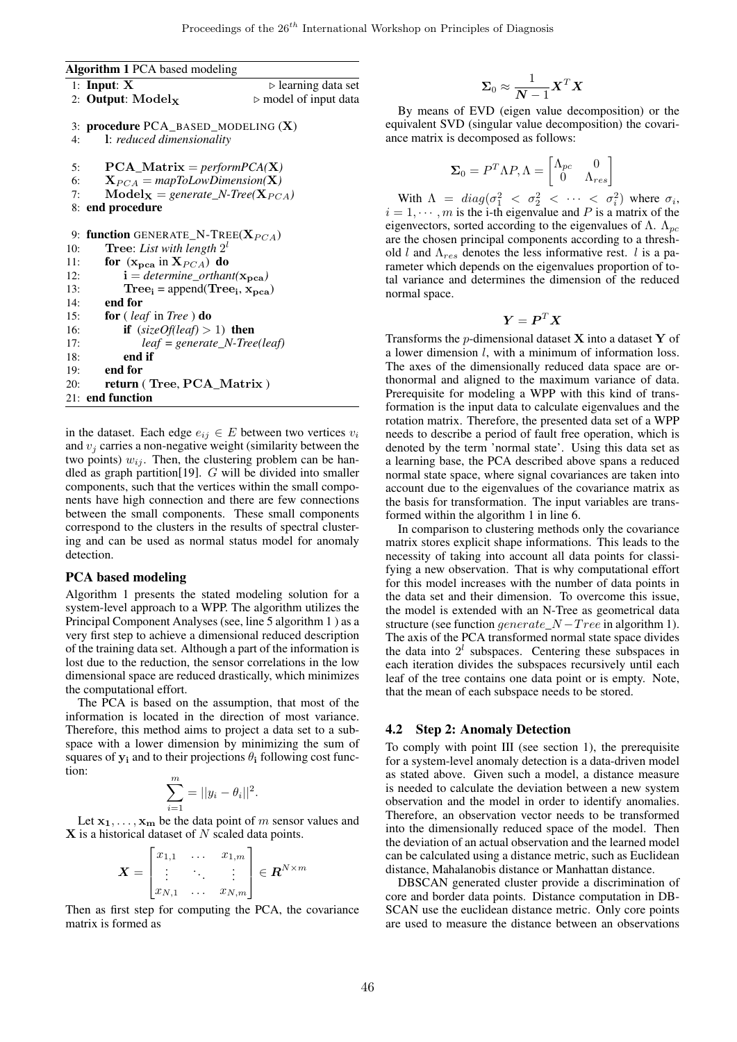**Algorithm 1** PCA based modeling

```
 1: Input: X                                   ▷ learning data set
 2: Output: Model_X                            ▷ model of input data

 3: procedure PCA_BASED_MODELING (X)
 4:     l: reduced dimensionality

 5:     PCA_Matrix = performPCA(X)
 6:     X_PCA = mapToLowDimension(X)
 7:     Model_X = generate_N-Tree(X_PCA)
 8: end procedure

 9: function GENERATE_N-TREE(X_PCA)
10:     Tree: List with length 2^l
11:     for (x_pca in X_PCA) do
12:         i = determine_orthant(x_pca)
13:         Tree_i = append(Tree_i, x_pca)
14:     end for
15:     for ( leaf in Tree ) do
16:         if (sizeOf(leaf) > 1) then
17:             leaf = generate_N-Tree(leaf)
18:         end if
19:     end for
20:     return ( Tree, PCA_Matrix )
21: end function
```

in the dataset. Each edge $e_{ij} \in E$ between two vertices $v_i$ and $v_j$ carries a non-negative weight (similarity between the two points) $w_{ij}$. Then, the clustering problem can be handled as graph partition[19]. $G$ will be divided into smaller components, such that the vertices within the small components have high connection and there are few connections between the small components. These small components correspond to the clusters in the results of spectral clustering and can be used as normal status model for anomaly detection.

### PCA based modeling

Algorithm 1 presents the stated modeling solution for a system-level approach to a WPP. The algorithm utilizes the Principal Component Analyses (see, line 5 algorithm 1 ) as a very first step to achieve a dimensional reduced description of the training data set. Although a part of the information is lost due to the reduction, the sensor correlations in the low dimensional space are reduced drastically, which minimizes the computational effort.

The PCA is based on the assumption, that most of the information is located in the direction of most variance. Therefore, this method aims to project a data set to a subspace with a lower dimension by minimizing the sum of squares of $\mathbf{y_i}$ and to their projections $\theta_\mathbf{i}$ following cost function:

$$\sum_{i=1}^{m} = ||y_i - \theta_i||^2.$$

Let $\mathbf{x_1}, \ldots, \mathbf{x_m}$ be the data point of $m$ sensor values and $\mathbf{X}$ is a historical dataset of $N$ scaled data points.

$$\boldsymbol{X} = \begin{bmatrix} x_{1,1} & \ldots & x_{1,m} \\ \vdots & \ddots & \vdots \\ x_{N,1} & \ldots & x_{N,m} \end{bmatrix} \in \boldsymbol{R}^{N \times m}$$

Then as first step for computing the PCA, the covariance matrix is formed as

$$\boldsymbol{\Sigma}_0 \approx \frac{1}{\boldsymbol{N}-1} \boldsymbol{X}^T \boldsymbol{X}$$

By means of EVD (eigen value decomposition) or the equivalent SVD (singular value decomposition) the covariance matrix is decomposed as follows:

$$\boldsymbol{\Sigma}_0 = P^T \Lambda P, \Lambda = \begin{bmatrix} \Lambda_{pc} & 0 \\ 0 & \Lambda_{res} \end{bmatrix}$$

With $\Lambda = diag(\sigma_1^2 < \sigma_2^2 < \cdots < \sigma_i^2)$ where $\sigma_i$, $i = 1, \cdots, m$ is the i-th eigenvalue and $P$ is a matrix of the eigenvectors, sorted according to the eigenvalues of $\Lambda$. $\Lambda_{pc}$ are the chosen principal components according to a threshold $l$ and $\Lambda_{res}$ denotes the less informative rest. $l$ is a parameter which depends on the eigenvalues proportion of total variance and determines the dimension of the reduced normal space.

$$\boldsymbol{Y} = \boldsymbol{P}^T \boldsymbol{X}$$

Transforms the $p$-dimensional dataset $\mathbf{X}$ into a dataset $\mathbf{Y}$ of a lower dimension $l$, with a minimum of information loss. The axes of the dimensionally reduced data space are orthonormal and aligned to the maximum variance of data. Prerequisite for modeling a WPP with this kind of transformation is the input data to calculate eigenvalues and the rotation matrix. Therefore, the presented data set of a WPP needs to describe a period of fault free operation, which is denoted by the term 'normal state'. Using this data set as a learning base, the PCA described above spans a reduced normal state space, where signal covariances are taken into account due to the eigenvalues of the covariance matrix as the basis for transformation. The input variables are transformed within the algorithm 1 in line 6.

In comparison to clustering methods only the covariance matrix stores explicit shape informations. This leads to the necessity of taking into account all data points for classifying a new observation. That is why computational effort for this model increases with the number of data points in the data set and their dimension. To overcome this issue, the model is extended with an N-Tree as geometrical data structure (see function $generate\_N-Tree$ in algorithm 1). The axis of the PCA transformed normal state space divides the data into $2^l$ subspaces. Centering these subspaces in each iteration divides the subspaces recursively until each leaf of the tree contains one data point or is empty. Note, that the mean of each subspace needs to be stored.

## 4.2 Step 2: Anomaly Detection

To comply with point III (see section 1), the prerequisite for a system-level anomaly detection is a data-driven model as stated above. Given such a model, a distance measure is needed to calculate the deviation between a new system observation and the model in order to identify anomalies. Therefore, an observation vector needs to be transformed into the dimensionally reduced space of the model. Then the deviation of an actual observation and the learned model can be calculated using a distance metric, such as Euclidean distance, Mahalanobis distance or Manhattan distance.

DBSCAN generated cluster provide a discrimination of core and border data points. Distance computation in DBSCAN use the euclidean distance metric. Only core points are used to measure the distance between an observations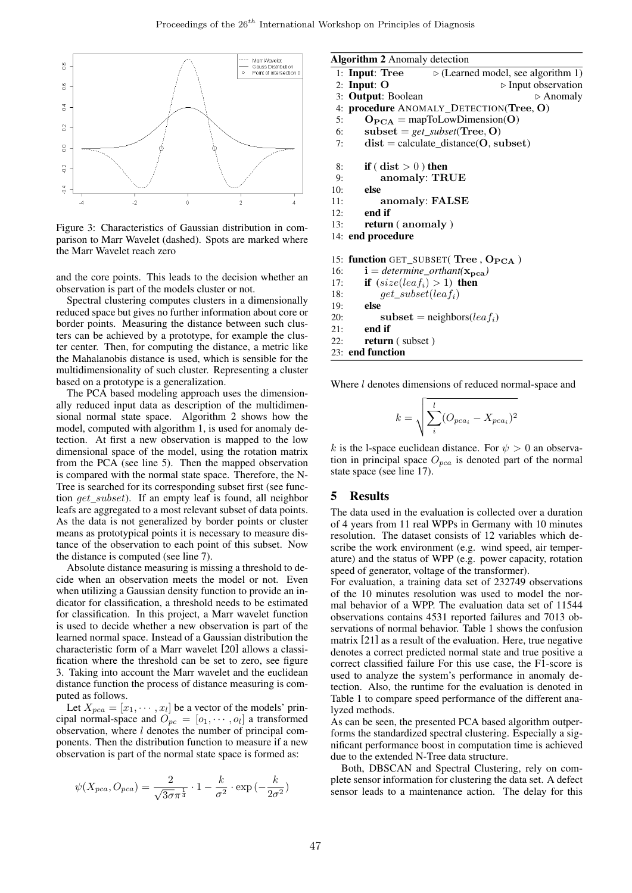Figure 3: Characteristics of Gaussian distribution in comparison to Marr Wavelet (dashed). Spots are marked where the Marr Wavelet reach zero

and the core points. This leads to the decision whether an observation is part of the models cluster or not.

Spectral clustering computes clusters in a dimensionally reduced space but gives no further information about core or border points. Measuring the distance between such clusters can be achieved by a prototype, for example the cluster center. Then, for computing the distance, a metric like the Mahalanobis distance is used, which is sensible for the multidimensionality of such cluster. Representing a cluster based on a prototype is a generalization.

The PCA based modeling approach uses the dimensionally reduced input data as description of the multidimensional normal state space. Algorithm 2 shows how the model, computed with algorithm 1, is used for anomaly detection. At first a new observation is mapped to the low dimensional space of the model, using the rotation matrix from the PCA (see line 5). Then the mapped observation is compared with the normal state space. Therefore, the N-Tree is searched for its corresponding subset first (see function *get_subset*). If an empty leaf is found, all neighbor leafs are aggregated to a most relevant subset of data points. As the data is not generalized by border points or cluster means as prototypical points it is necessary to measure distance of the observation to each point of this subset. Now the distance is computed (see line 7).

Absolute distance measuring is missing a threshold to decide when an observation meets the model or not. Even when utilizing a Gaussian density function to provide an indicator for classification, a threshold needs to be estimated for classification. In this project, a Marr wavelet function is used to decide whether a new observation is part of the learned normal space. Instead of a Gaussian distribution the characteristic form of a Marr wavelet [20] allows a classification where the threshold can be set to zero, see figure 3. Taking into account the Marr wavelet and the euclidean distance function the process of distance measuring is computed as follows.

Let $X_{pca} = [x_1, \cdots, x_l]$ be a vector of the models' principal normal-space and $O_{pc} = [o_1, \cdots, o_l]$ a transformed observation, where $l$ denotes the number of principal components. Then the distribution function to measure if a new observation is part of the normal state space is formed as:

$$\psi(X_{pca}, O_{pca}) = \frac{2}{\sqrt{3\sigma}\pi^{\frac{1}{4}}} \cdot 1 - \frac{k}{\sigma^2} \cdot \exp\left(-\frac{k}{2\sigma^2}\right)$$

**Algorithm 2** Anomaly detection

```
1:  Input: Tree                         ▷ (Learned model, see algorithm 1)
2:  Input: O                                            ▷ Input observation
3:  Output: Boolean                                              ▷ Anomaly
4:  procedure ANOMALY_DETECTION(Tree, O)
5:      O_PCA = mapToLowDimension(O)
6:      subset = get_subset(Tree, O)
7:      dist = calculate_distance(O, subset)

8:      if ( dist > 0 ) then
9:          anomaly: TRUE
10:     else
11:         anomaly: FALSE
12:     end if
13:     return ( anomaly )
14: end procedure

15: function GET_SUBSET( Tree , O_PCA )
16:     i = determine_orthant(x_pca)
17:     if (size(leaf_i) > 1) then
18:         get_subset(leaf_i)
19:     else
20:         subset = neighbors(leaf_i)
21:     end if
22:     return ( subset )
23: end function
```

Where $l$ denotes dimensions of reduced normal-space and

$$k = \sqrt{\sum_{i}^{l} (O_{pca_i} - X_{pca_i})^2}$$

$k$ is the l-space euclidean distance. For $\psi > 0$ an observation in principal space $O_{pca}$ is denoted part of the normal state space (see line 17).

## 5 Results

The data used in the evaluation is collected over a duration of 4 years from 11 real WPPs in Germany with 10 minutes resolution. The dataset consists of 12 variables which describe the work environment (e.g. wind speed, air temperature) and the status of WPP (e.g. power capacity, rotation speed of generator, voltage of the transformer).

For evaluation, a training data set of 232749 observations of the 10 minutes resolution was used to model the normal behavior of a WPP. The evaluation data set of 11544 observations contains 4531 reported failures and 7013 observations of normal behavior. Table 1 shows the confusion matrix [21] as a result of the evaluation. Here, true negative denotes a correct predicted normal state and true positive a correct classified failure For this use case, the F1-score is used to analyze the system's performance in anomaly detection. Also, the runtime for the evaluation is denoted in Table 1 to compare speed performance of the different analyzed methods.

As can be seen, the presented PCA based algorithm outperforms the standardized spectral clustering. Especially a significant performance boost in computation time is achieved due to the extended N-Tree data structure.

Both, DBSCAN and Spectral Clustering, rely on complete sensor information for clustering the data set. A defect sensor leads to a maintenance action. The delay for this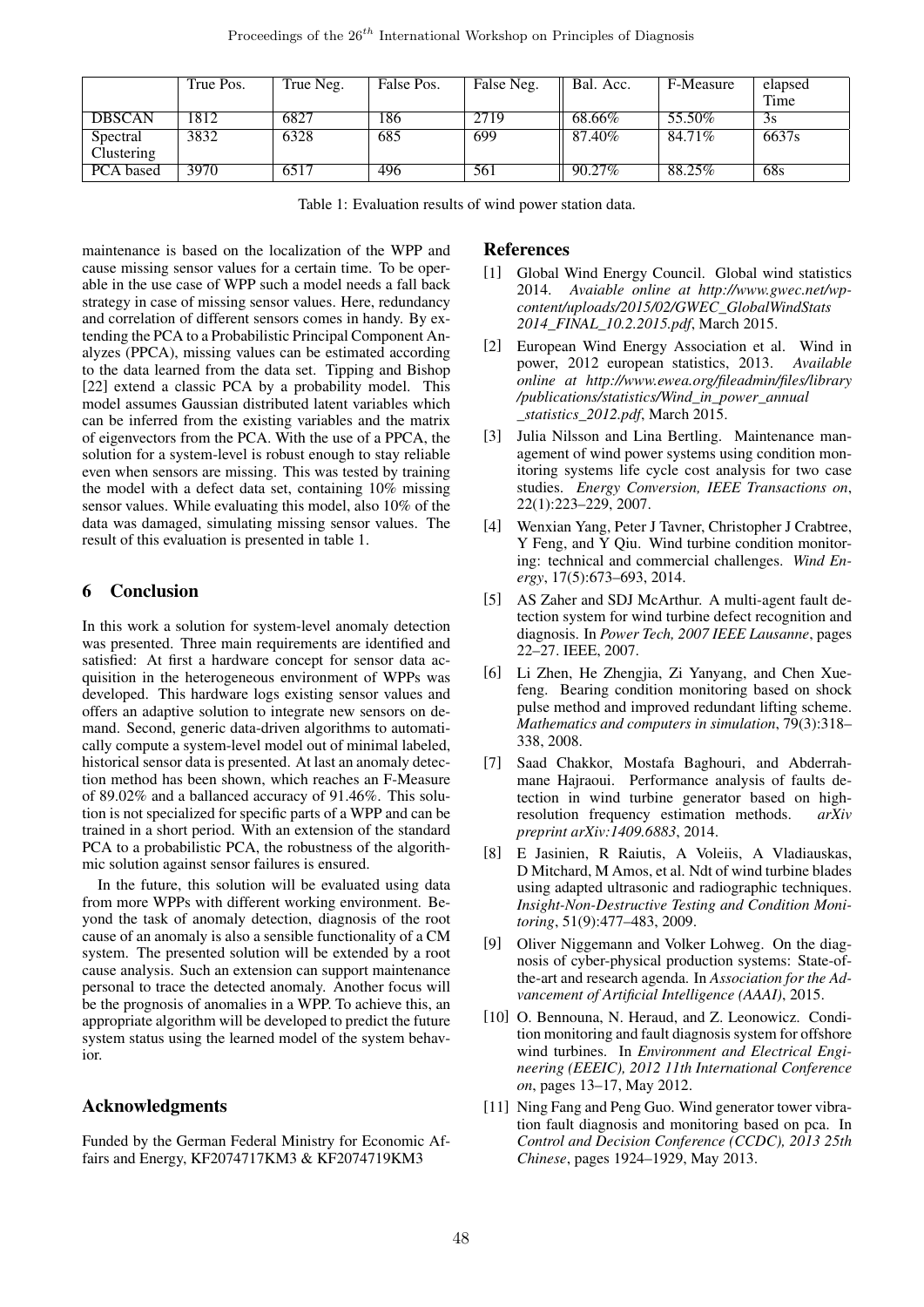|  | True Pos. | True Neg. | False Pos. | False Neg. | Bal. Acc. | F-Measure | elapsed Time |
|---|---|---|---|---|---|---|---|
| DBSCAN | 1812 | 6827 | 186 | 2719 | 68.66% | 55.50% | 3s |
| Spectral Clustering | 3832 | 6328 | 685 | 699 | 87.40% | 84.71% | 6637s |
| PCA based | 3970 | 6517 | 496 | 561 | 90.27% | 88.25% | 68s |

Table 1: Evaluation results of wind power station data.

maintenance is based on the localization of the WPP and cause missing sensor values for a certain time. To be operable in the use case of WPP such a model needs a fall back strategy in case of missing sensor values. Here, redundancy and correlation of different sensors comes in handy. By extending the PCA to a Probabilistic Principal Component Analyzes (PPCA), missing values can be estimated according to the data learned from the data set. Tipping and Bishop [22] extend a classic PCA by a probability model. This model assumes Gaussian distributed latent variables which can be inferred from the existing variables and the matrix of eigenvectors from the PCA. With the use of a PPCA, the solution for a system-level is robust enough to stay reliable even when sensors are missing. This was tested by training the model with a defect data set, containing 10% missing sensor values. While evaluating this model, also 10% of the data was damaged, simulating missing sensor values. The result of this evaluation is presented in table 1.

## 6 Conclusion

In this work a solution for system-level anomaly detection was presented. Three main requirements are identified and satisfied: At first a hardware concept for sensor data acquisition in the heterogeneous environment of WPPs was developed. This hardware logs existing sensor values and offers an adaptive solution to integrate new sensors on demand. Second, generic data-driven algorithms to automatically compute a system-level model out of minimal labeled, historical sensor data is presented. At last an anomaly detection method has been shown, which reaches an F-Measure of 89.02% and a ballanced accuracy of 91.46%. This solution is not specialized for specific parts of a WPP and can be trained in a short period. With an extension of the standard PCA to a probabilistic PCA, the robustness of the algorithmic solution against sensor failures is ensured.

In the future, this solution will be evaluated using data from more WPPs with different working environment. Beyond the task of anomaly detection, diagnosis of the root cause of an anomaly is also a sensible functionality of a CM system. The presented solution will be extended by a root cause analysis. Such an extension can support maintenance personal to trace the detected anomaly. Another focus will be the prognosis of anomalies in a WPP. To achieve this, an appropriate algorithm will be developed to predict the future system status using the learned model of the system behavior.

## Acknowledgments

Funded by the German Federal Ministry for Economic Affairs and Energy, KF2074717KM3 & KF2074719KM3

## References

[1] Global Wind Energy Council. Global wind statistics 2014. *Avaiable online at http://www.gwec.net/wp-content/uploads/2015/02/GWEC_GlobalWindStats 2014_FINAL_10.2.2015.pdf*, March 2015.

[2] European Wind Energy Association et al. Wind in power, 2012 european statistics, 2013. *Available online at http://www.ewea.org/fileadmin/files/library /publications/statistics/Wind_in_power_annual _statistics_2012.pdf*, March 2015.

[3] Julia Nilsson and Lina Bertling. Maintenance management of wind power systems using condition monitoring systems life cycle cost analysis for two case studies. *Energy Conversion, IEEE Transactions on*, 22(1):223–229, 2007.

[4] Wenxian Yang, Peter J Tavner, Christopher J Crabtree, Y Feng, and Y Qiu. Wind turbine condition monitoring: technical and commercial challenges. *Wind Energy*, 17(5):673–693, 2014.

[5] AS Zaher and SDJ McArthur. A multi-agent fault detection system for wind turbine defect recognition and diagnosis. In *Power Tech, 2007 IEEE Lausanne*, pages 22–27. IEEE, 2007.

[6] Li Zhen, He Zhengjia, Zi Yanyang, and Chen Xuefeng. Bearing condition monitoring based on shock pulse method and improved redundant lifting scheme. *Mathematics and computers in simulation*, 79(3):318–338, 2008.

[7] Saad Chakkor, Mostafa Baghouri, and Abderrahmane Hajraoui. Performance analysis of faults detection in wind turbine generator based on high-resolution frequency estimation methods. *arXiv preprint arXiv:1409.6883*, 2014.

[8] E Jasinien, R Raiutis, A Voleiis, A Vladiauskas, D Mitchard, M Amos, et al. Ndt of wind turbine blades using adapted ultrasonic and radiographic techniques. *Insight-Non-Destructive Testing and Condition Monitoring*, 51(9):477–483, 2009.

[9] Oliver Niggemann and Volker Lohweg. On the diagnosis of cyber-physical production systems: State-of-the-art and research agenda. In *Association for the Advancement of Artificial Intelligence (AAAI)*, 2015.

[10] O. Bennouna, N. Heraud, and Z. Leonowicz. Condition monitoring and fault diagnosis system for offshore wind turbines. In *Environment and Electrical Engineering (EEEIC), 2012 11th International Conference on*, pages 13–17, May 2012.

[11] Ning Fang and Peng Guo. Wind generator tower vibration fault diagnosis and monitoring based on pca. In *Control and Decision Conference (CCDC), 2013 25th Chinese*, pages 1924–1929, May 2013.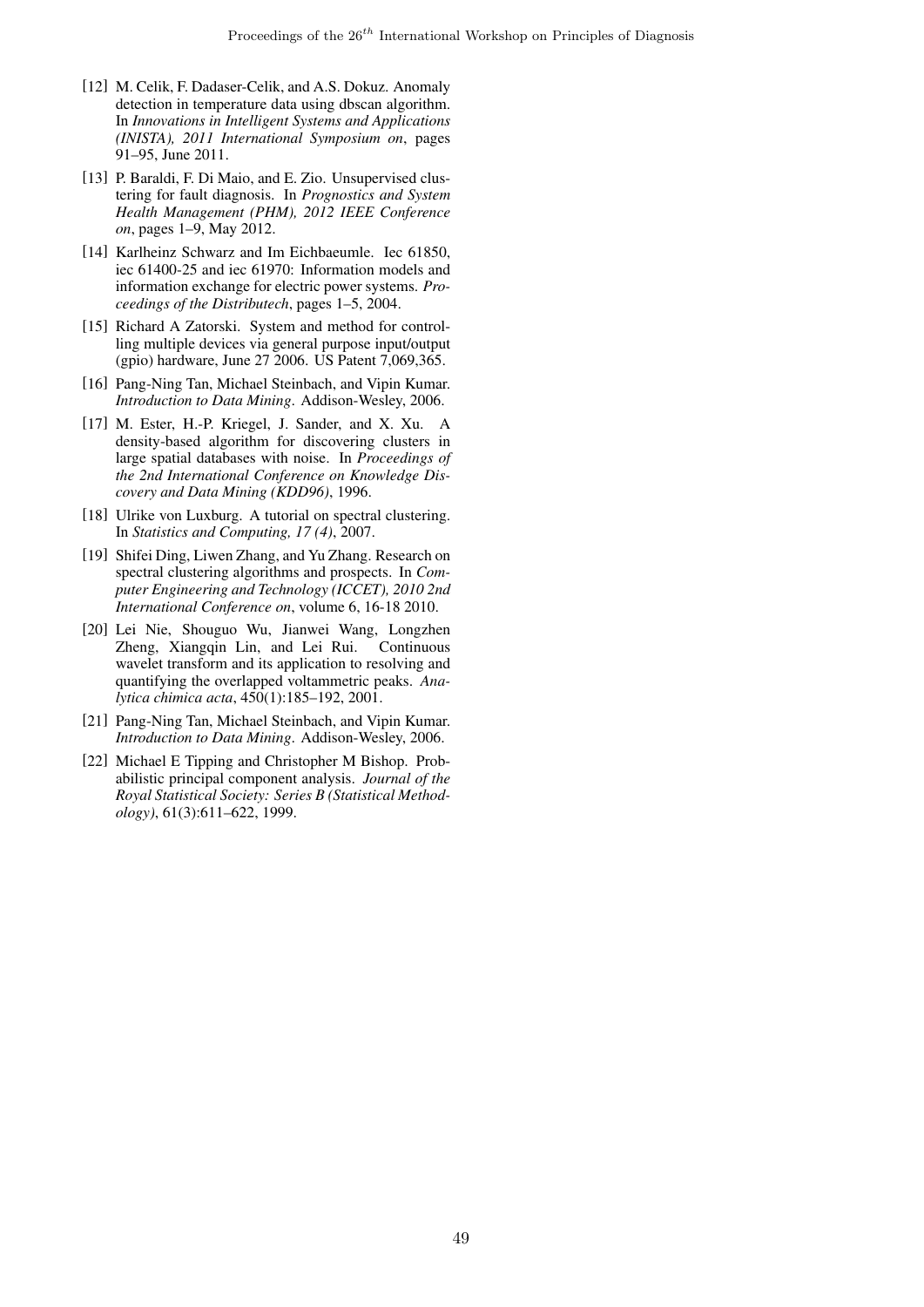[12] M. Celik, F. Dadaser-Celik, and A.S. Dokuz. Anomaly detection in temperature data using dbscan algorithm. In *Innovations in Intelligent Systems and Applications (INISTA), 2011 International Symposium on*, pages 91–95, June 2011.

[13] P. Baraldi, F. Di Maio, and E. Zio. Unsupervised clustering for fault diagnosis. In *Prognostics and System Health Management (PHM), 2012 IEEE Conference on*, pages 1–9, May 2012.

[14] Karlheinz Schwarz and Im Eichbaeumle. Iec 61850, iec 61400-25 and iec 61970: Information models and information exchange for electric power systems. *Proceedings of the Distributech*, pages 1–5, 2004.

[15] Richard A Zatorski. System and method for controlling multiple devices via general purpose input/output (gpio) hardware, June 27 2006. US Patent 7,069,365.

[16] Pang-Ning Tan, Michael Steinbach, and Vipin Kumar. *Introduction to Data Mining*. Addison-Wesley, 2006.

[17] M. Ester, H.-P. Kriegel, J. Sander, and X. Xu. A density-based algorithm for discovering clusters in large spatial databases with noise. In *Proceedings of the 2nd International Conference on Knowledge Discovery and Data Mining (KDD96)*, 1996.

[18] Ulrike von Luxburg. A tutorial on spectral clustering. In *Statistics and Computing, 17 (4)*, 2007.

[19] Shifei Ding, Liwen Zhang, and Yu Zhang. Research on spectral clustering algorithms and prospects. In *Computer Engineering and Technology (ICCET), 2010 2nd International Conference on*, volume 6, 16-18 2010.

[20] Lei Nie, Shouguo Wu, Jianwei Wang, Longzhen Zheng, Xiangqin Lin, and Lei Rui. Continuous wavelet transform and its application to resolving and quantifying the overlapped voltammetric peaks. *Analytica chimica acta*, 450(1):185–192, 2001.

[21] Pang-Ning Tan, Michael Steinbach, and Vipin Kumar. *Introduction to Data Mining*. Addison-Wesley, 2006.

[22] Michael E Tipping and Christopher M Bishop. Probabilistic principal component analysis. *Journal of the Royal Statistical Society: Series B (Statistical Methodology)*, 61(3):611–622, 1999.